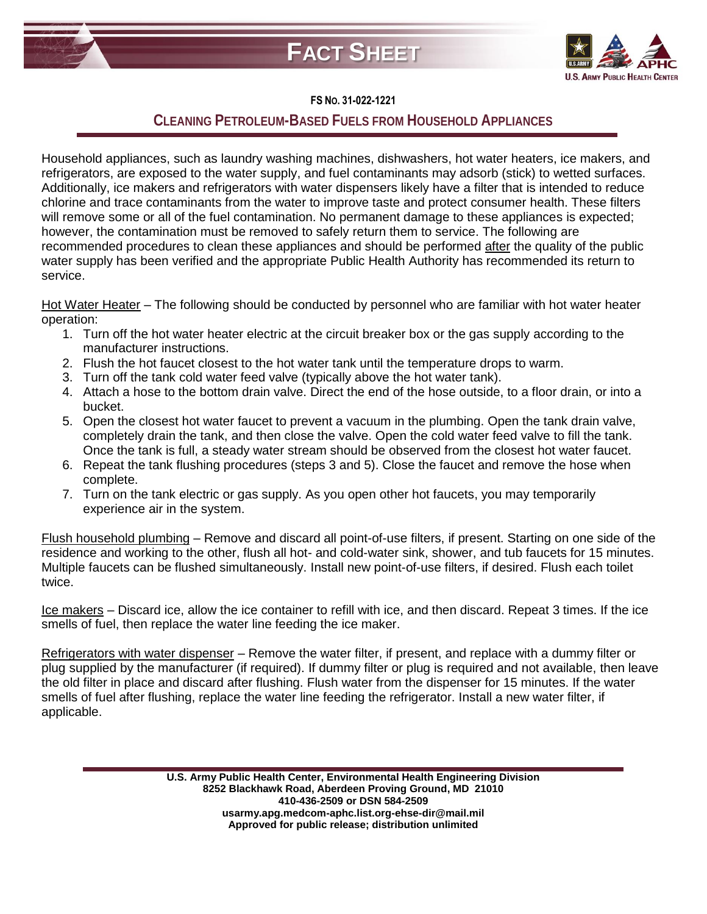# FACT SHEET

**FS NO. 31-022-1221**

## CLEANING PETROLEUM-BASED FUELS FROM HOUSEHOLD APPLIANCES

Household appliances, such as laundry washing machines, dishwashers, hot water heaters, ice makers, and refrigerators, are exposed to the water supply, and fuel contaminants may adsorb (stick) to wetted surfaces. Additionally, ice makers and refrigerators with water dispensers likely have a filter that is intended to reduce chlorine and trace contaminants from the water to improve taste and protect consumer health. These filters will remove some or all of the fuel contamination. No permanent damage to these appliances is expected; however, the contamination must be removed to safely return them to service. The following are recommended procedures to clean these appliances and should be performed after the quality of the public water supply has been verified and the appropriate Public Health Authority has recommended its return to service.

Hot Water Heater – The following should be conducted by personnel who are familiar with hot water heater operation:

1. Turn off the hot water heater electric at the circuit breaker box or the gas supply according to the manufacturer instructions.
2. Flush the hot faucet closest to the hot water tank until the temperature drops to warm.
3. Turn off the tank cold water feed valve (typically above the hot water tank).
4. Attach a hose to the bottom drain valve. Direct the end of the hose outside, to a floor drain, or into a bucket.
5. Open the closest hot water faucet to prevent a vacuum in the plumbing. Open the tank drain valve, completely drain the tank, and then close the valve. Open the cold water feed valve to fill the tank. Once the tank is full, a steady water stream should be observed from the closest hot water faucet.
6. Repeat the tank flushing procedures (steps 3 and 5). Close the faucet and remove the hose when complete.
7. Turn on the tank electric or gas supply. As you open other hot faucets, you may temporarily experience air in the system.

Flush household plumbing – Remove and discard all point-of-use filters, if present. Starting on one side of the residence and working to the other, flush all hot- and cold-water sink, shower, and tub faucets for 15 minutes. Multiple faucets can be flushed simultaneously. Install new point-of-use filters, if desired. Flush each toilet twice.

Ice makers – Discard ice, allow the ice container to refill with ice, and then discard. Repeat 3 times. If the ice smells of fuel, then replace the water line feeding the ice maker.

Refrigerators with water dispenser – Remove the water filter, if present, and replace with a dummy filter or plug supplied by the manufacturer (if required). If dummy filter or plug is required and not available, then leave the old filter in place and discard after flushing. Flush water from the dispenser for 15 minutes. If the water smells of fuel after flushing, replace the water line feeding the refrigerator. Install a new water filter, if applicable.

**U.S. Army Public Health Center, Environmental Health Engineering Division**
**8252 Blackhawk Road, Aberdeen Proving Ground, MD 21010**
**410-436-2509 or DSN 584-2509**
**usarmy.apg.medcom-aphc.list.org-ehse-dir@mail.mil**
**Approved for public release; distribution unlimited**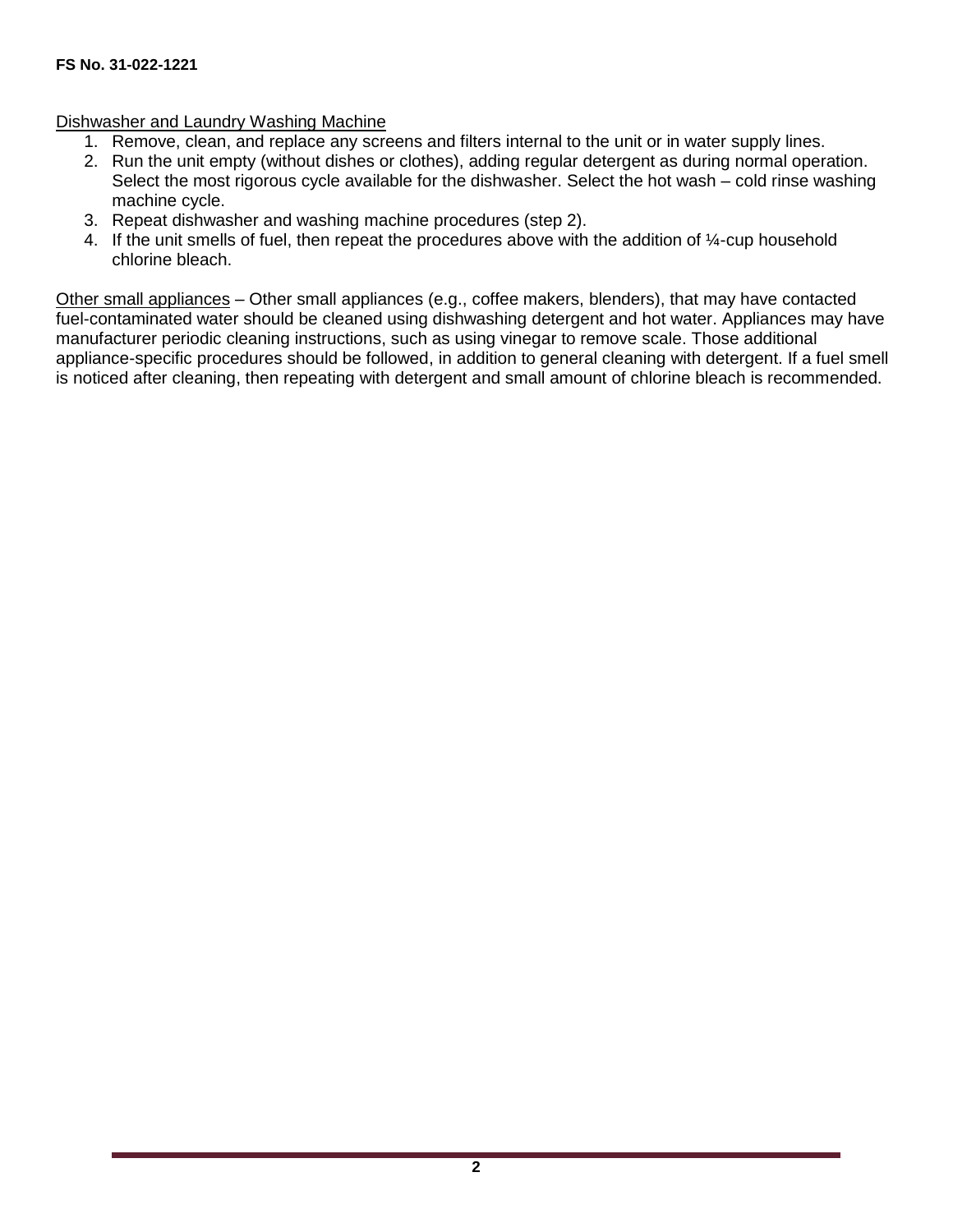Dishwasher and Laundry Washing Machine

1. Remove, clean, and replace any screens and filters internal to the unit or in water supply lines.
2. Run the unit empty (without dishes or clothes), adding regular detergent as during normal operation. Select the most rigorous cycle available for the dishwasher. Select the hot wash – cold rinse washing machine cycle.
3. Repeat dishwasher and washing machine procedures (step 2).
4. If the unit smells of fuel, then repeat the procedures above with the addition of ¼-cup household chlorine bleach.

Other small appliances – Other small appliances (e.g., coffee makers, blenders), that may have contacted fuel-contaminated water should be cleaned using dishwashing detergent and hot water. Appliances may have manufacturer periodic cleaning instructions, such as using vinegar to remove scale. Those additional appliance-specific procedures should be followed, in addition to general cleaning with detergent. If a fuel smell is noticed after cleaning, then repeating with detergent and small amount of chlorine bleach is recommended.